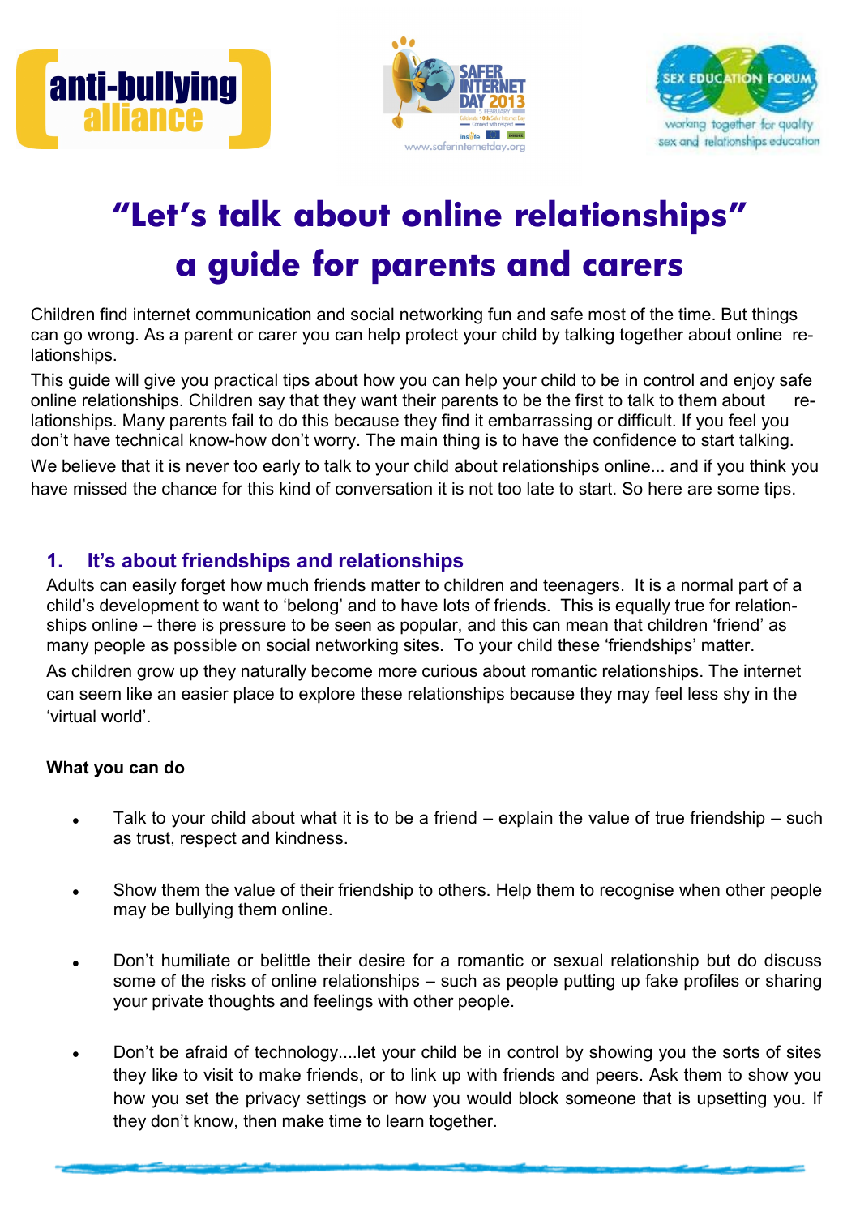# "Let's talk about online relationships" a guide for parents and carers

Children find internet communication and social networking fun and safe most of the time. But things can go wrong. As a parent or carer you can help protect your child by talking together about online relationships.

This guide will give you practical tips about how you can help your child to be in control and enjoy safe online relationships. Children say that they want their parents to be the first to talk to them about relationships. Many parents fail to do this because they find it embarrassing or difficult. If you feel you don't have technical know-how don't worry. The main thing is to have the confidence to start talking.

We believe that it is never too early to talk to your child about relationships online... and if you think you have missed the chance for this kind of conversation it is not too late to start. So here are some tips.

## 1. It's about friendships and relationships

Adults can easily forget how much friends matter to children and teenagers. It is a normal part of a child's development to want to 'belong' and to have lots of friends. This is equally true for relationships online – there is pressure to be seen as popular, and this can mean that children 'friend' as many people as possible on social networking sites. To your child these 'friendships' matter.

As children grow up they naturally become more curious about romantic relationships. The internet can seem like an easier place to explore these relationships because they may feel less shy in the 'virtual world'.

**What you can do**

- Talk to your child about what it is to be a friend – explain the value of true friendship – such as trust, respect and kindness.
- Show them the value of their friendship to others. Help them to recognise when other people may be bullying them online.
- Don't humiliate or belittle their desire for a romantic or sexual relationship but do discuss some of the risks of online relationships – such as people putting up fake profiles or sharing your private thoughts and feelings with other people.
- Don't be afraid of technology....let your child be in control by showing you the sorts of sites they like to visit to make friends, or to link up with friends and peers. Ask them to show you how you set the privacy settings or how you would block someone that is upsetting you. If they don't know, then make time to learn together.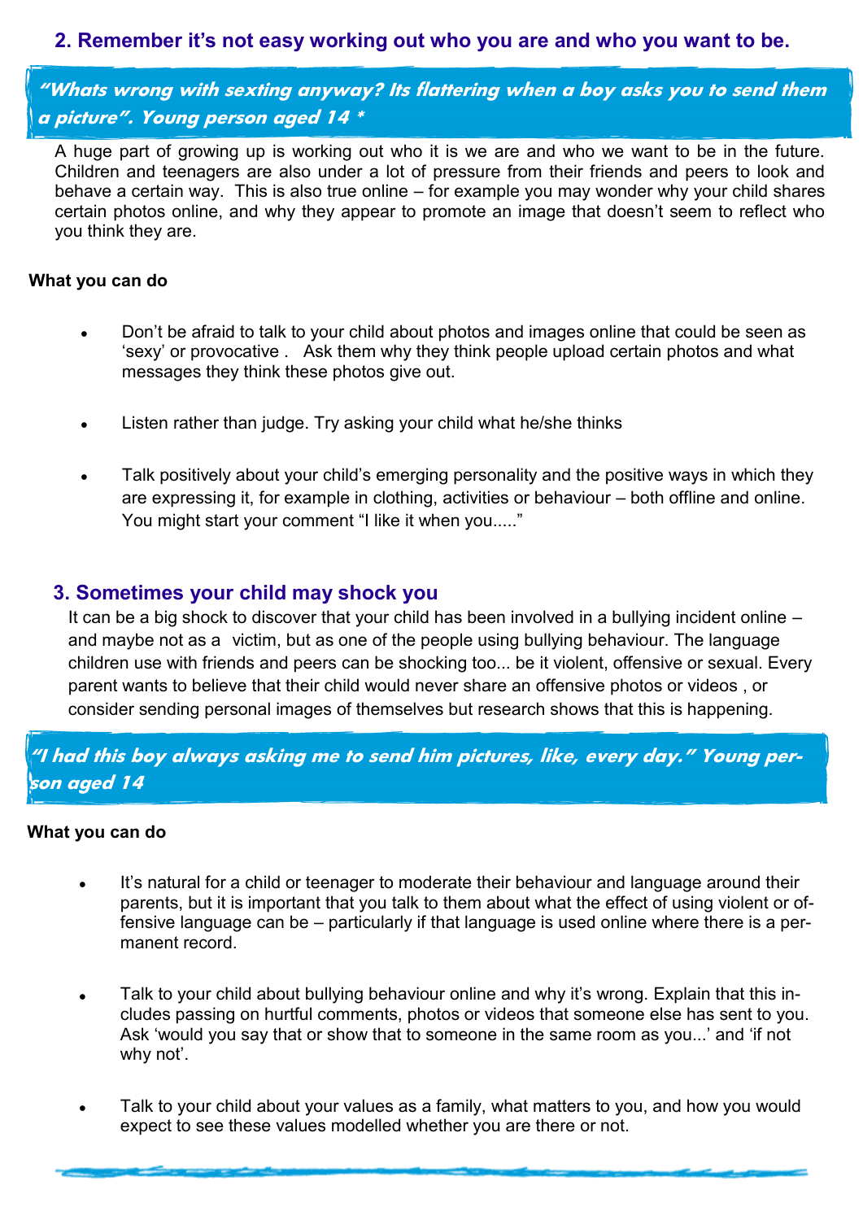## 2. Remember it's not easy working out who you are and who you want to be.

***"Whats wrong with sexting anyway? Its flattering when a boy asks you to send them a picture". Young person aged 14 ****

A huge part of growing up is working out who it is we are and who we want to be in the future. Children and teenagers are also under a lot of pressure from their friends and peers to look and behave a certain way. This is also true online – for example you may wonder why your child shares certain photos online, and why they appear to promote an image that doesn't seem to reflect who you think they are.

**What you can do**

- Don't be afraid to talk to your child about photos and images online that could be seen as 'sexy' or provocative . Ask them why they think people upload certain photos and what messages they think these photos give out.
- Listen rather than judge. Try asking your child what he/she thinks
- Talk positively about your child's emerging personality and the positive ways in which they are expressing it, for example in clothing, activities or behaviour – both offline and online. You might start your comment "I like it when you....."

## 3. Sometimes your child may shock you

It can be a big shock to discover that your child has been involved in a bullying incident online – and maybe not as a victim, but as one of the people using bullying behaviour. The language children use with friends and peers can be shocking too... be it violent, offensive or sexual. Every parent wants to believe that their child would never share an offensive photos or videos , or consider sending personal images of themselves but research shows that this is happening.

***"I had this boy always asking me to send him pictures, like, every day." Young person aged 14***

**What you can do**

- It's natural for a child or teenager to moderate their behaviour and language around their parents, but it is important that you talk to them about what the effect of using violent or offensive language can be – particularly if that language is used online where there is a permanent record.
- Talk to your child about bullying behaviour online and why it's wrong. Explain that this includes passing on hurtful comments, photos or videos that someone else has sent to you. Ask 'would you say that or show that to someone in the same room as you...' and 'if not why not'.
- Talk to your child about your values as a family, what matters to you, and how you would expect to see these values modelled whether you are there or not.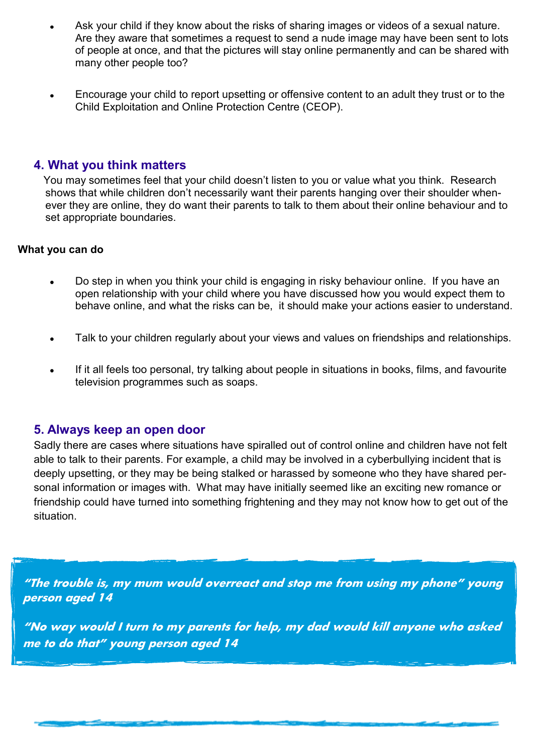- Ask your child if they know about the risks of sharing images or videos of a sexual nature. Are they aware that sometimes a request to send a nude image may have been sent to lots of people at once, and that the pictures will stay online permanently and can be shared with many other people too?

- Encourage your child to report upsetting or offensive content to an adult they trust or to the Child Exploitation and Online Protection Centre (CEOP).

## 4. What you think matters

You may sometimes feel that your child doesn't listen to you or value what you think. Research shows that while children don't necessarily want their parents hanging over their shoulder whenever they are online, they do want their parents to talk to them about their online behaviour and to set appropriate boundaries.

**What you can do**

- Do step in when you think your child is engaging in risky behaviour online. If you have an open relationship with your child where you have discussed how you would expect them to behave online, and what the risks can be, it should make your actions easier to understand.

- Talk to your children regularly about your views and values on friendships and relationships.

- If it all feels too personal, try talking about people in situations in books, films, and favourite television programmes such as soaps.

## 5. Always keep an open door

Sadly there are cases where situations have spiralled out of control online and children have not felt able to talk to their parents. For example, a child may be involved in a cyberbullying incident that is deeply upsetting, or they may be being stalked or harassed by someone who they have shared personal information or images with. What may have initially seemed like an exciting new romance or friendship could have turned into something frightening and they may not know how to get out of the situation.

*"The trouble is, my mum would overreact and stop me from using my phone" young person aged 14*

*"No way would I turn to my parents for help, my dad would kill anyone who asked me to do that" young person aged 14*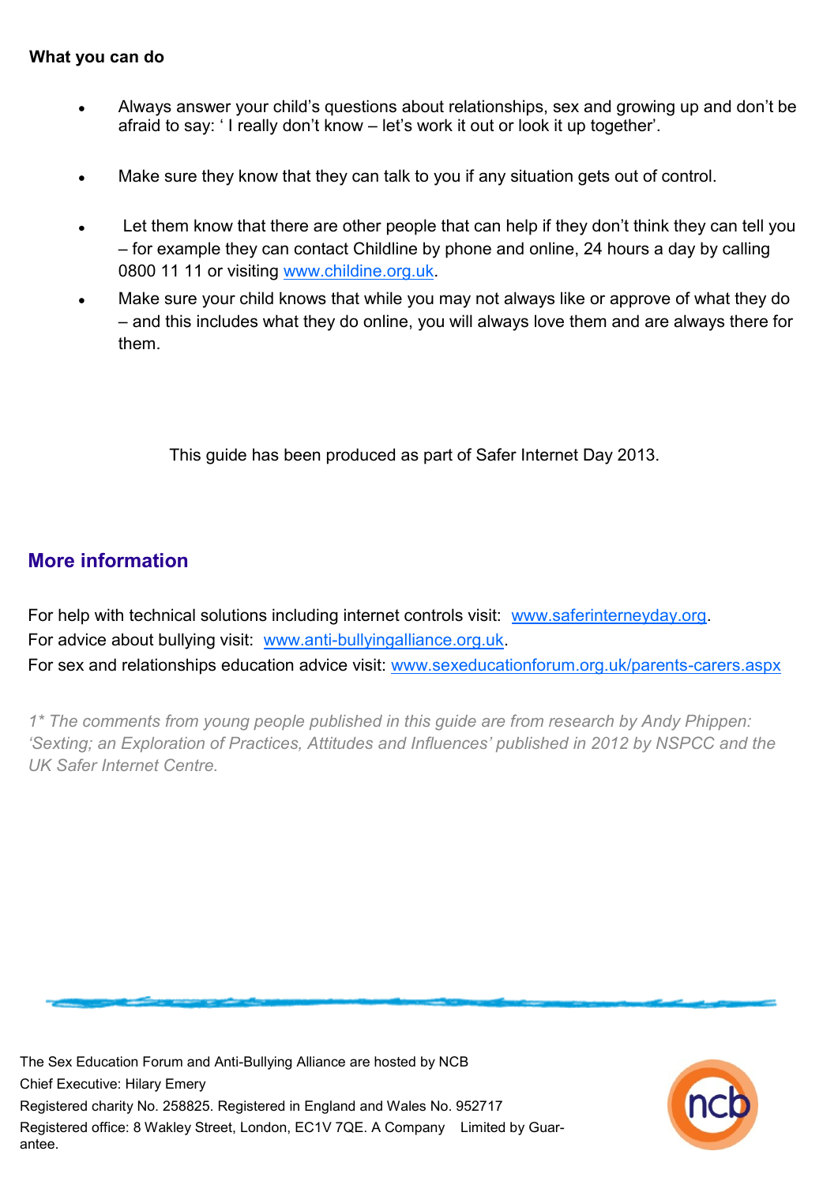**What you can do**

- Always answer your child's questions about relationships, sex and growing up and don't be afraid to say: ' I really don't know – let's work it out or look it up together'.
- Make sure they know that they can talk to you if any situation gets out of control.
- Let them know that there are other people that can help if they don't think they can tell you – for example they can contact Childline by phone and online, 24 hours a day by calling 0800 11 11 or visiting www.childine.org.uk.
- Make sure your child knows that while you may not always like or approve of what they do – and this includes what they do online, you will always love them and are always there for them.

This guide has been produced as part of Safer Internet Day 2013.

## More information

For help with technical solutions including internet controls visit: www.saferinterneyday.org.
For advice about bullying visit: www.anti-bullyingalliance.org.uk.
For sex and relationships education advice visit: www.sexeducationforum.org.uk/parents-carers.aspx

*1\* The comments from young people published in this guide are from research by Andy Phippen: 'Sexting; an Exploration of Practices, Attitudes and Influences' published in 2012 by NSPCC and the UK Safer Internet Centre.*

The Sex Education Forum and Anti-Bullying Alliance are hosted by NCB
Chief Executive: Hilary Emery
Registered charity No. 258825. Registered in England and Wales No. 952717
Registered office: 8 Wakley Street, London, EC1V 7QE. A Company Limited by Guarantee.

ncb